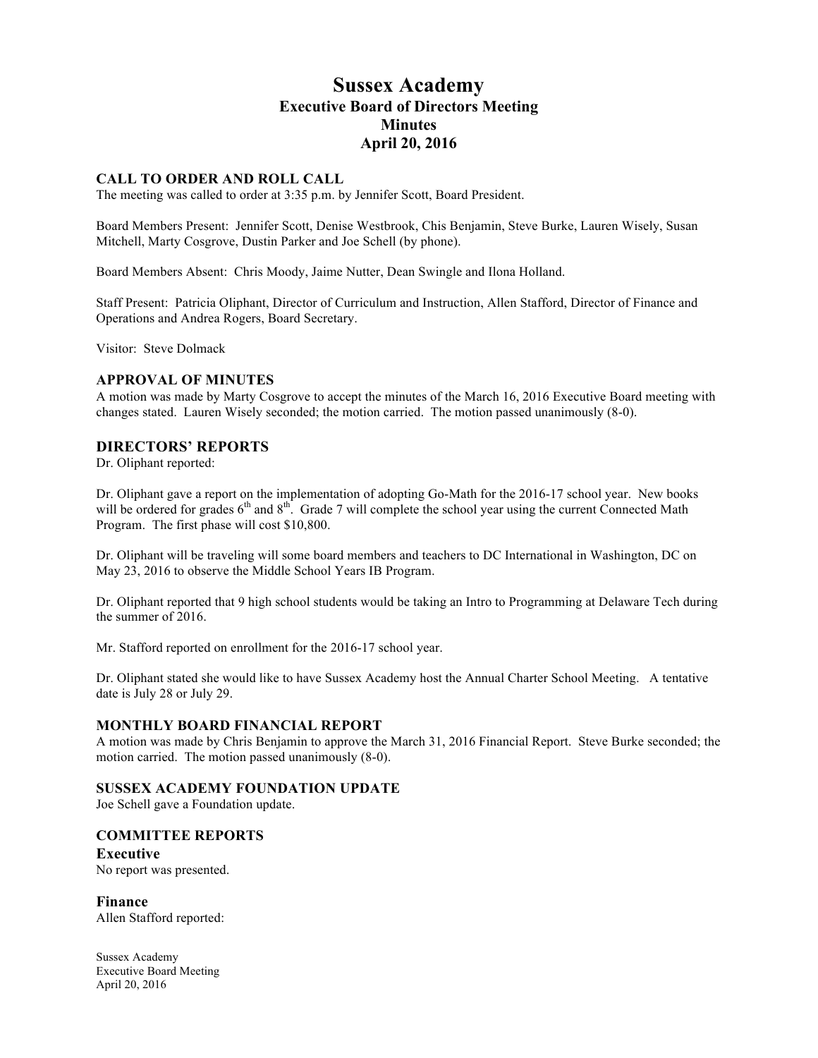# Sussex Academy
## Executive Board of Directors Meeting
## Minutes
## April 20, 2016

### CALL TO ORDER AND ROLL CALL

The meeting was called to order at 3:35 p.m. by Jennifer Scott, Board President.

Board Members Present: Jennifer Scott, Denise Westbrook, Chis Benjamin, Steve Burke, Lauren Wisely, Susan Mitchell, Marty Cosgrove, Dustin Parker and Joe Schell (by phone).

Board Members Absent: Chris Moody, Jaime Nutter, Dean Swingle and Ilona Holland.

Staff Present: Patricia Oliphant, Director of Curriculum and Instruction, Allen Stafford, Director of Finance and Operations and Andrea Rogers, Board Secretary.

Visitor: Steve Dolmack

### APPROVAL OF MINUTES

A motion was made by Marty Cosgrove to accept the minutes of the March 16, 2016 Executive Board meeting with changes stated. Lauren Wisely seconded; the motion carried. The motion passed unanimously (8-0).

### DIRECTORS' REPORTS

Dr. Oliphant reported:

Dr. Oliphant gave a report on the implementation of adopting Go-Math for the 2016-17 school year. New books will be ordered for grades 6th and 8th. Grade 7 will complete the school year using the current Connected Math Program. The first phase will cost $10,800.

Dr. Oliphant will be traveling will some board members and teachers to DC International in Washington, DC on May 23, 2016 to observe the Middle School Years IB Program.

Dr. Oliphant reported that 9 high school students would be taking an Intro to Programming at Delaware Tech during the summer of 2016.

Mr. Stafford reported on enrollment for the 2016-17 school year.

Dr. Oliphant stated she would like to have Sussex Academy host the Annual Charter School Meeting. A tentative date is July 28 or July 29.

### MONTHLY BOARD FINANCIAL REPORT

A motion was made by Chris Benjamin to approve the March 31, 2016 Financial Report. Steve Burke seconded; the motion carried. The motion passed unanimously (8-0).

### SUSSEX ACADEMY FOUNDATION UPDATE

Joe Schell gave a Foundation update.

### COMMITTEE REPORTS

#### Executive

No report was presented.

#### Finance

Allen Stafford reported: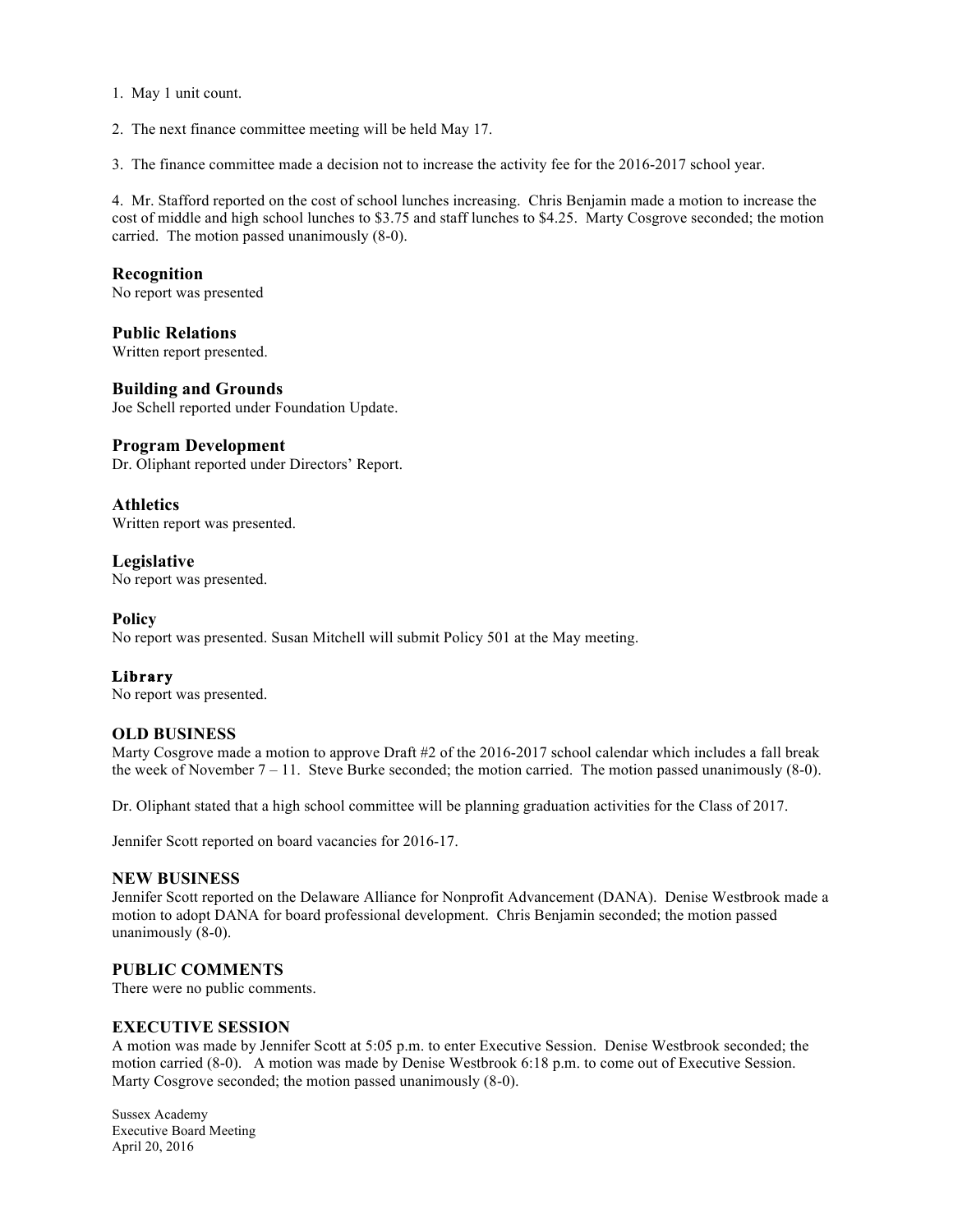1. May 1 unit count.

2. The next finance committee meeting will be held May 17.

3. The finance committee made a decision not to increase the activity fee for the 2016-2017 school year.

4. Mr. Stafford reported on the cost of school lunches increasing. Chris Benjamin made a motion to increase the cost of middle and high school lunches to $3.75 and staff lunches to $4.25. Marty Cosgrove seconded; the motion carried. The motion passed unanimously (8-0).

### Recognition
No report was presented

### Public Relations
Written report presented.

### Building and Grounds
Joe Schell reported under Foundation Update.

### Program Development
Dr. Oliphant reported under Directors' Report.

### Athletics
Written report was presented.

### Legislative
No report was presented.

### Policy
No report was presented. Susan Mitchell will submit Policy 501 at the May meeting.

### Library
No report was presented.

## OLD BUSINESS
Marty Cosgrove made a motion to approve Draft #2 of the 2016-2017 school calendar which includes a fall break the week of November 7 – 11. Steve Burke seconded; the motion carried. The motion passed unanimously (8-0).

Dr. Oliphant stated that a high school committee will be planning graduation activities for the Class of 2017.

Jennifer Scott reported on board vacancies for 2016-17.

## NEW BUSINESS
Jennifer Scott reported on the Delaware Alliance for Nonprofit Advancement (DANA). Denise Westbrook made a motion to adopt DANA for board professional development. Chris Benjamin seconded; the motion passed unanimously (8-0).

## PUBLIC COMMENTS
There were no public comments.

## EXECUTIVE SESSION
A motion was made by Jennifer Scott at 5:05 p.m. to enter Executive Session. Denise Westbrook seconded; the motion carried (8-0). A motion was made by Denise Westbrook 6:18 p.m. to come out of Executive Session. Marty Cosgrove seconded; the motion passed unanimously (8-0).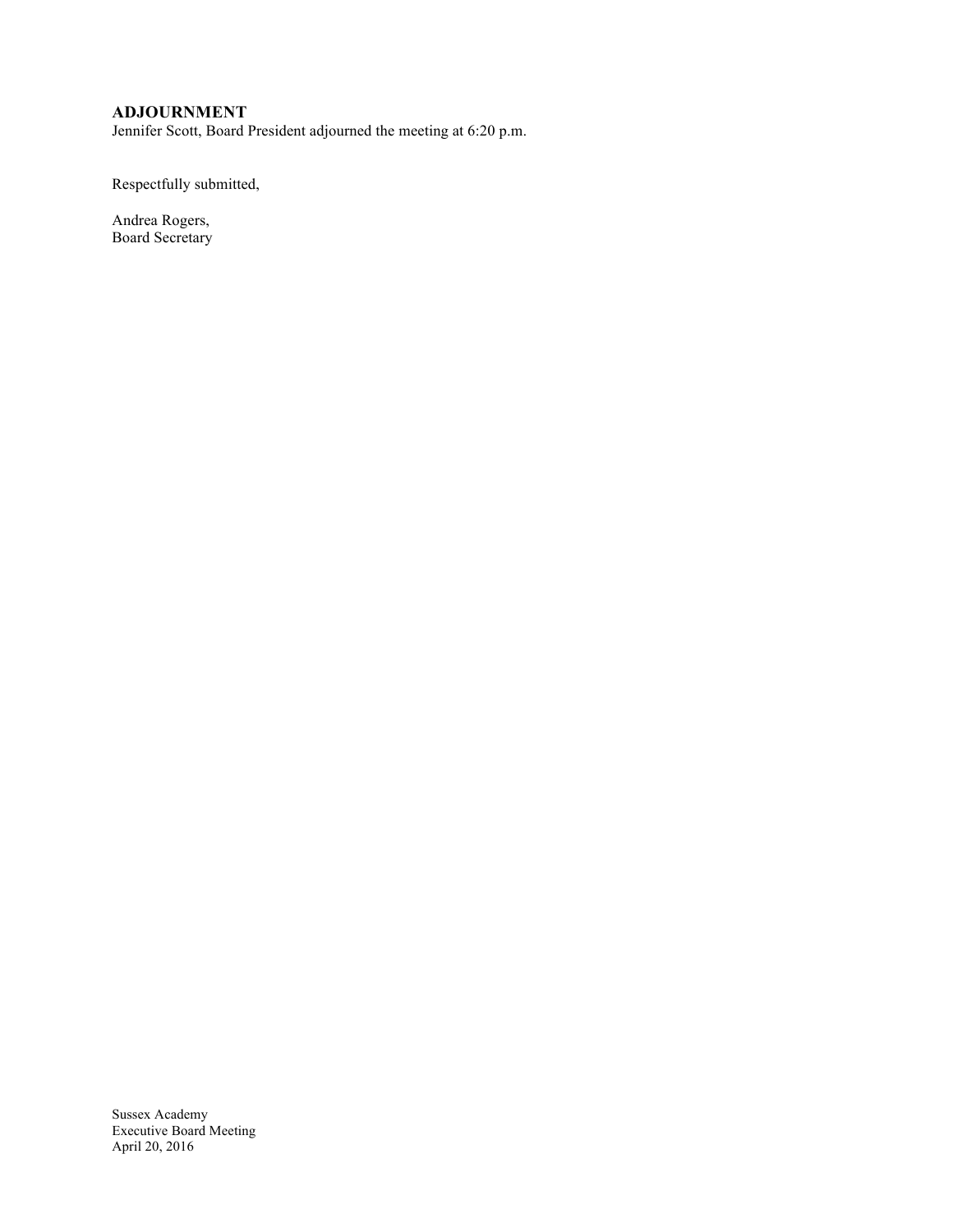**ADJOURNMENT**
Jennifer Scott, Board President adjourned the meeting at 6:20 p.m.

Respectfully submitted,

Andrea Rogers,
Board Secretary